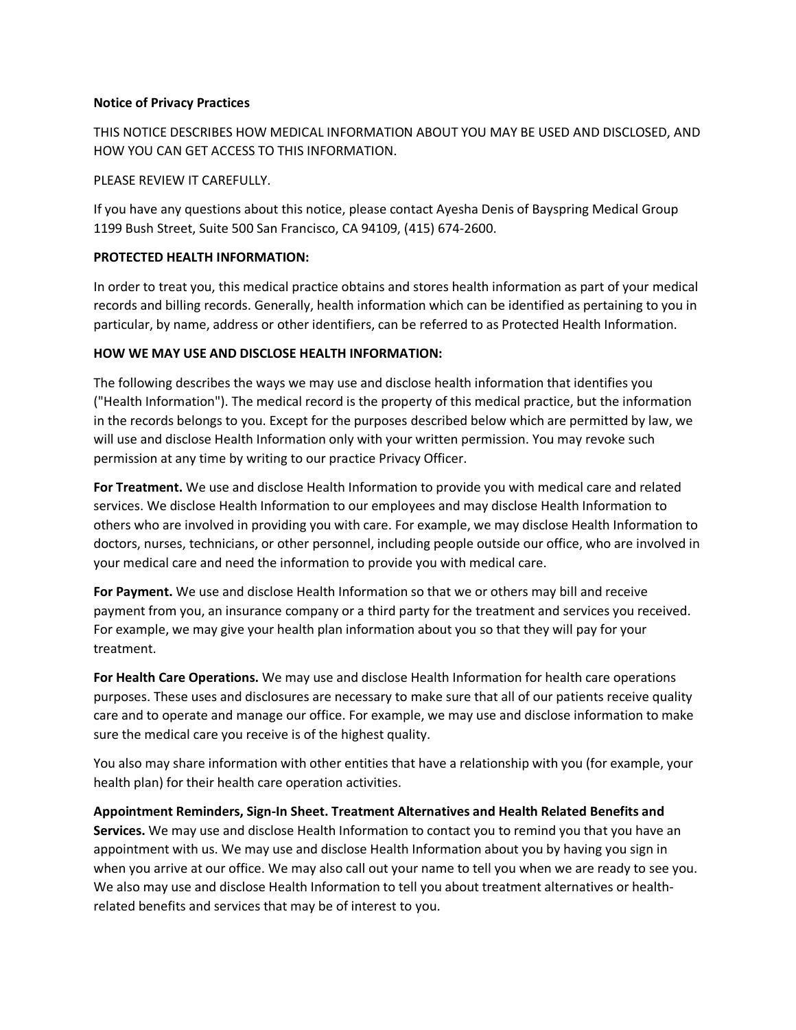**Notice of Privacy Practices**

THIS NOTICE DESCRIBES HOW MEDICAL INFORMATION ABOUT YOU MAY BE USED AND DISCLOSED, AND HOW YOU CAN GET ACCESS TO THIS INFORMATION.

PLEASE REVIEW IT CAREFULLY.

If you have any questions about this notice, please contact Ayesha Denis of Bayspring Medical Group 1199 Bush Street, Suite 500 San Francisco, CA 94109, (415) 674-2600.

**PROTECTED HEALTH INFORMATION:**

In order to treat you, this medical practice obtains and stores health information as part of your medical records and billing records. Generally, health information which can be identified as pertaining to you in particular, by name, address or other identifiers, can be referred to as Protected Health Information.

**HOW WE MAY USE AND DISCLOSE HEALTH INFORMATION:**

The following describes the ways we may use and disclose health information that identifies you ("Health Information"). The medical record is the property of this medical practice, but the information in the records belongs to you. Except for the purposes described below which are permitted by law, we will use and disclose Health Information only with your written permission. You may revoke such permission at any time by writing to our practice Privacy Officer.

**For Treatment.** We use and disclose Health Information to provide you with medical care and related services. We disclose Health Information to our employees and may disclose Health Information to others who are involved in providing you with care. For example, we may disclose Health Information to doctors, nurses, technicians, or other personnel, including people outside our office, who are involved in your medical care and need the information to provide you with medical care.

**For Payment.** We use and disclose Health Information so that we or others may bill and receive payment from you, an insurance company or a third party for the treatment and services you received. For example, we may give your health plan information about you so that they will pay for your treatment.

**For Health Care Operations.** We may use and disclose Health Information for health care operations purposes. These uses and disclosures are necessary to make sure that all of our patients receive quality care and to operate and manage our office. For example, we may use and disclose information to make sure the medical care you receive is of the highest quality.

You also may share information with other entities that have a relationship with you (for example, your health plan) for their health care operation activities.

**Appointment Reminders, Sign-In Sheet. Treatment Alternatives and Health Related Benefits and Services.** We may use and disclose Health Information to contact you to remind you that you have an appointment with us. We may use and disclose Health Information about you by having you sign in when you arrive at our office. We may also call out your name to tell you when we are ready to see you. We also may use and disclose Health Information to tell you about treatment alternatives or health-related benefits and services that may be of interest to you.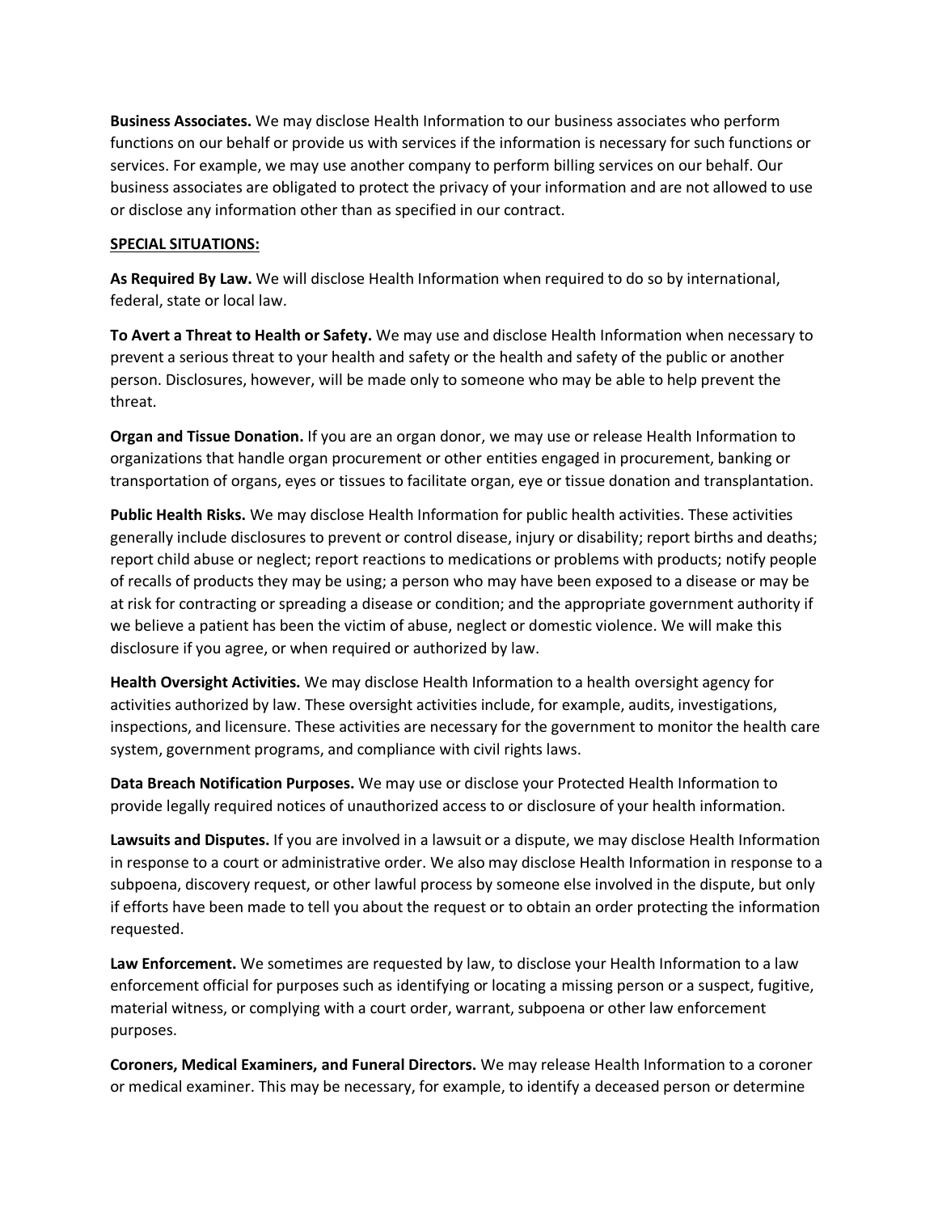**Business Associates.** We may disclose Health Information to our business associates who perform functions on our behalf or provide us with services if the information is necessary for such functions or services. For example, we may use another company to perform billing services on our behalf. Our business associates are obligated to protect the privacy of your information and are not allowed to use or disclose any information other than as specified in our contract.

**<u>SPECIAL SITUATIONS:</u>**

**As Required By Law.** We will disclose Health Information when required to do so by international, federal, state or local law.

**To Avert a Threat to Health or Safety.** We may use and disclose Health Information when necessary to prevent a serious threat to your health and safety or the health and safety of the public or another person. Disclosures, however, will be made only to someone who may be able to help prevent the threat.

**Organ and Tissue Donation.** If you are an organ donor, we may use or release Health Information to organizations that handle organ procurement or other entities engaged in procurement, banking or transportation of organs, eyes or tissues to facilitate organ, eye or tissue donation and transplantation.

**Public Health Risks.** We may disclose Health Information for public health activities. These activities generally include disclosures to prevent or control disease, injury or disability; report births and deaths; report child abuse or neglect; report reactions to medications or problems with products; notify people of recalls of products they may be using; a person who may have been exposed to a disease or may be at risk for contracting or spreading a disease or condition; and the appropriate government authority if we believe a patient has been the victim of abuse, neglect or domestic violence. We will make this disclosure if you agree, or when required or authorized by law.

**Health Oversight Activities.** We may disclose Health Information to a health oversight agency for activities authorized by law. These oversight activities include, for example, audits, investigations, inspections, and licensure. These activities are necessary for the government to monitor the health care system, government programs, and compliance with civil rights laws.

**Data Breach Notification Purposes.** We may use or disclose your Protected Health Information to provide legally required notices of unauthorized access to or disclosure of your health information.

**Lawsuits and Disputes.** If you are involved in a lawsuit or a dispute, we may disclose Health Information in response to a court or administrative order. We also may disclose Health Information in response to a subpoena, discovery request, or other lawful process by someone else involved in the dispute, but only if efforts have been made to tell you about the request or to obtain an order protecting the information requested.

**Law Enforcement.** We sometimes are requested by law, to disclose your Health Information to a law enforcement official for purposes such as identifying or locating a missing person or a suspect, fugitive, material witness, or complying with a court order, warrant, subpoena or other law enforcement purposes.

**Coroners, Medical Examiners, and Funeral Directors.** We may release Health Information to a coroner or medical examiner. This may be necessary, for example, to identify a deceased person or determine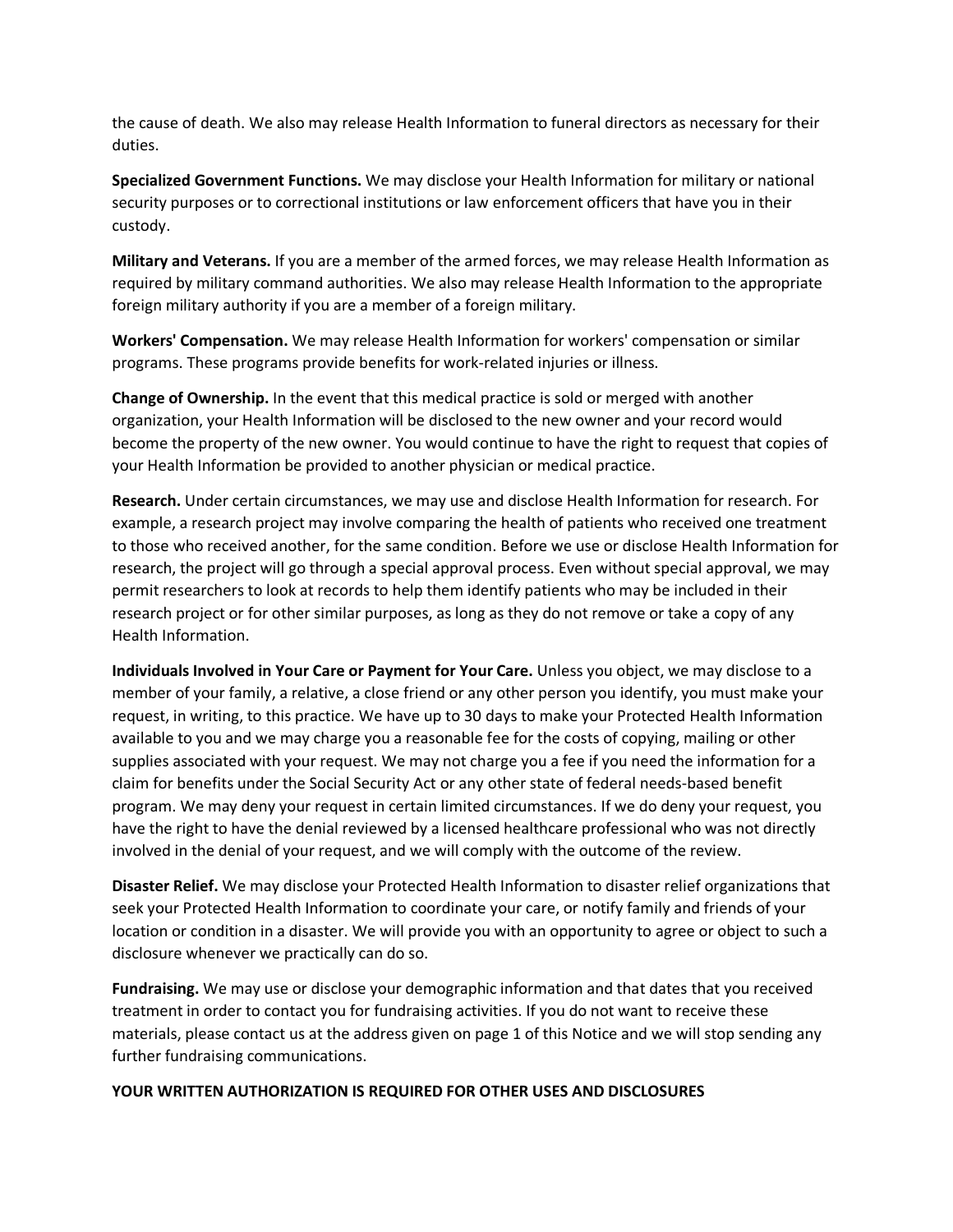the cause of death. We also may release Health Information to funeral directors as necessary for their duties.

**Specialized Government Functions.** We may disclose your Health Information for military or national security purposes or to correctional institutions or law enforcement officers that have you in their custody.

**Military and Veterans.** If you are a member of the armed forces, we may release Health Information as required by military command authorities. We also may release Health Information to the appropriate foreign military authority if you are a member of a foreign military.

**Workers' Compensation.** We may release Health Information for workers' compensation or similar programs. These programs provide benefits for work-related injuries or illness.

**Change of Ownership.** In the event that this medical practice is sold or merged with another organization, your Health Information will be disclosed to the new owner and your record would become the property of the new owner. You would continue to have the right to request that copies of your Health Information be provided to another physician or medical practice.

**Research.** Under certain circumstances, we may use and disclose Health Information for research. For example, a research project may involve comparing the health of patients who received one treatment to those who received another, for the same condition. Before we use or disclose Health Information for research, the project will go through a special approval process. Even without special approval, we may permit researchers to look at records to help them identify patients who may be included in their research project or for other similar purposes, as long as they do not remove or take a copy of any Health Information.

**Individuals Involved in Your Care or Payment for Your Care.** Unless you object, we may disclose to a member of your family, a relative, a close friend or any other person you identify, you must make your request, in writing, to this practice. We have up to 30 days to make your Protected Health Information available to you and we may charge you a reasonable fee for the costs of copying, mailing or other supplies associated with your request. We may not charge you a fee if you need the information for a claim for benefits under the Social Security Act or any other state of federal needs-based benefit program. We may deny your request in certain limited circumstances. If we do deny your request, you have the right to have the denial reviewed by a licensed healthcare professional who was not directly involved in the denial of your request, and we will comply with the outcome of the review.

**Disaster Relief.** We may disclose your Protected Health Information to disaster relief organizations that seek your Protected Health Information to coordinate your care, or notify family and friends of your location or condition in a disaster. We will provide you with an opportunity to agree or object to such a disclosure whenever we practically can do so.

**Fundraising.** We may use or disclose your demographic information and that dates that you received treatment in order to contact you for fundraising activities. If you do not want to receive these materials, please contact us at the address given on page 1 of this Notice and we will stop sending any further fundraising communications.

**YOUR WRITTEN AUTHORIZATION IS REQUIRED FOR OTHER USES AND DISCLOSURES**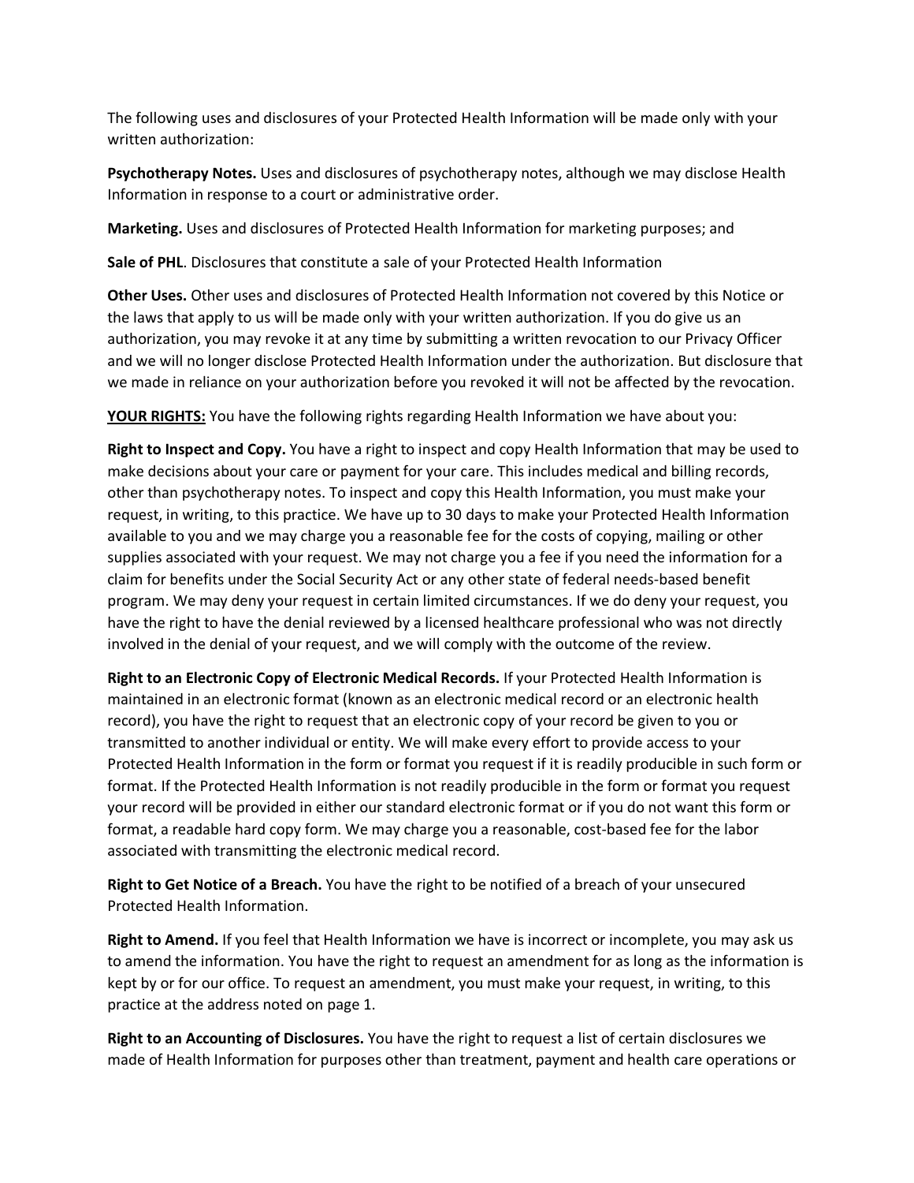The following uses and disclosures of your Protected Health Information will be made only with your written authorization:

**Psychotherapy Notes.** Uses and disclosures of psychotherapy notes, although we may disclose Health Information in response to a court or administrative order.

**Marketing.** Uses and disclosures of Protected Health Information for marketing purposes; and

**Sale of PHL**. Disclosures that constitute a sale of your Protected Health Information

**Other Uses.** Other uses and disclosures of Protected Health Information not covered by this Notice or the laws that apply to us will be made only with your written authorization. If you do give us an authorization, you may revoke it at any time by submitting a written revocation to our Privacy Officer and we will no longer disclose Protected Health Information under the authorization. But disclosure that we made in reliance on your authorization before you revoked it will not be affected by the revocation.

**<u>YOUR RIGHTS:</u>** You have the following rights regarding Health Information we have about you:

**Right to Inspect and Copy.** You have a right to inspect and copy Health Information that may be used to make decisions about your care or payment for your care. This includes medical and billing records, other than psychotherapy notes. To inspect and copy this Health Information, you must make your request, in writing, to this practice. We have up to 30 days to make your Protected Health Information available to you and we may charge you a reasonable fee for the costs of copying, mailing or other supplies associated with your request. We may not charge you a fee if you need the information for a claim for benefits under the Social Security Act or any other state of federal needs-based benefit program. We may deny your request in certain limited circumstances. If we do deny your request, you have the right to have the denial reviewed by a licensed healthcare professional who was not directly involved in the denial of your request, and we will comply with the outcome of the review.

**Right to an Electronic Copy of Electronic Medical Records.** If your Protected Health Information is maintained in an electronic format (known as an electronic medical record or an electronic health record), you have the right to request that an electronic copy of your record be given to you or transmitted to another individual or entity. We will make every effort to provide access to your Protected Health Information in the form or format you request if it is readily producible in such form or format. If the Protected Health Information is not readily producible in the form or format you request your record will be provided in either our standard electronic format or if you do not want this form or format, a readable hard copy form. We may charge you a reasonable, cost-based fee for the labor associated with transmitting the electronic medical record.

**Right to Get Notice of a Breach.** You have the right to be notified of a breach of your unsecured Protected Health Information.

**Right to Amend.** If you feel that Health Information we have is incorrect or incomplete, you may ask us to amend the information. You have the right to request an amendment for as long as the information is kept by or for our office. To request an amendment, you must make your request, in writing, to this practice at the address noted on page 1.

**Right to an Accounting of Disclosures.** You have the right to request a list of certain disclosures we made of Health Information for purposes other than treatment, payment and health care operations or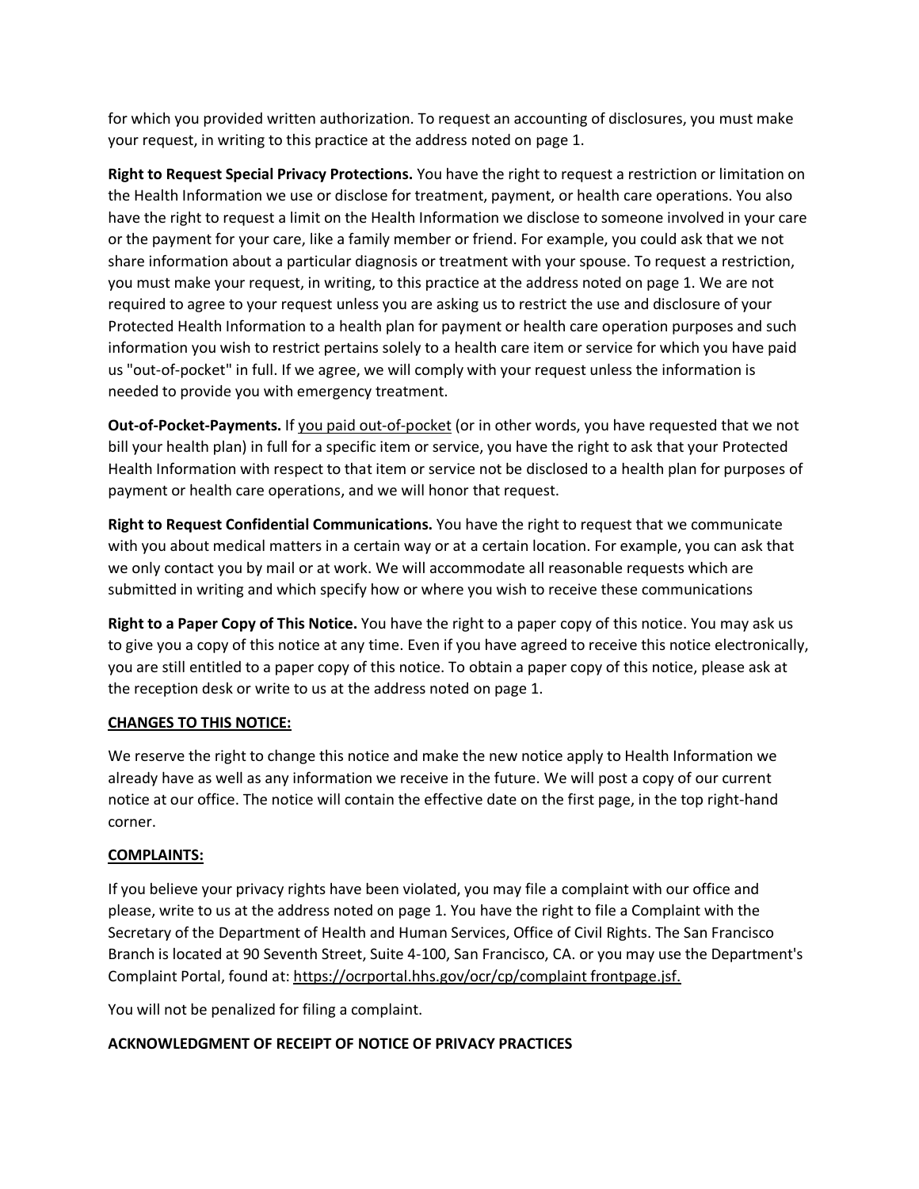for which you provided written authorization. To request an accounting of disclosures, you must make your request, in writing to this practice at the address noted on page 1.

**Right to Request Special Privacy Protections.** You have the right to request a restriction or limitation on the Health Information we use or disclose for treatment, payment, or health care operations. You also have the right to request a limit on the Health Information we disclose to someone involved in your care or the payment for your care, like a family member or friend. For example, you could ask that we not share information about a particular diagnosis or treatment with your spouse. To request a restriction, you must make your request, in writing, to this practice at the address noted on page 1. We are not required to agree to your request unless you are asking us to restrict the use and disclosure of your Protected Health Information to a health plan for payment or health care operation purposes and such information you wish to restrict pertains solely to a health care item or service for which you have paid us "out-of-pocket" in full. If we agree, we will comply with your request unless the information is needed to provide you with emergency treatment.

**Out-of-Pocket-Payments.** If <u>you paid out-of-pocket</u> (or in other words, you have requested that we not bill your health plan) in full for a specific item or service, you have the right to ask that your Protected Health Information with respect to that item or service not be disclosed to a health plan for purposes of payment or health care operations, and we will honor that request.

**Right to Request Confidential Communications.** You have the right to request that we communicate with you about medical matters in a certain way or at a certain location. For example, you can ask that we only contact you by mail or at work. We will accommodate all reasonable requests which are submitted in writing and which specify how or where you wish to receive these communications

**Right to a Paper Copy of This Notice.** You have the right to a paper copy of this notice. You may ask us to give you a copy of this notice at any time. Even if you have agreed to receive this notice electronically, you are still entitled to a paper copy of this notice. To obtain a paper copy of this notice, please ask at the reception desk or write to us at the address noted on page 1.

**<u>CHANGES TO THIS NOTICE:</u>**

We reserve the right to change this notice and make the new notice apply to Health Information we already have as well as any information we receive in the future. We will post a copy of our current notice at our office. The notice will contain the effective date on the first page, in the top right-hand corner.

**<u>COMPLAINTS:</u>**

If you believe your privacy rights have been violated, you may file a complaint with our office and please, write to us at the address noted on page 1. You have the right to file a Complaint with the Secretary of the Department of Health and Human Services, Office of Civil Rights. The San Francisco Branch is located at 90 Seventh Street, Suite 4-100, San Francisco, CA. or you may use the Department's Complaint Portal, found at: <u>https://ocrportal.hhs.gov/ocr/cp/complaint frontpage.jsf.</u>

You will not be penalized for filing a complaint.

**ACKNOWLEDGMENT OF RECEIPT OF NOTICE OF PRIVACY PRACTICES**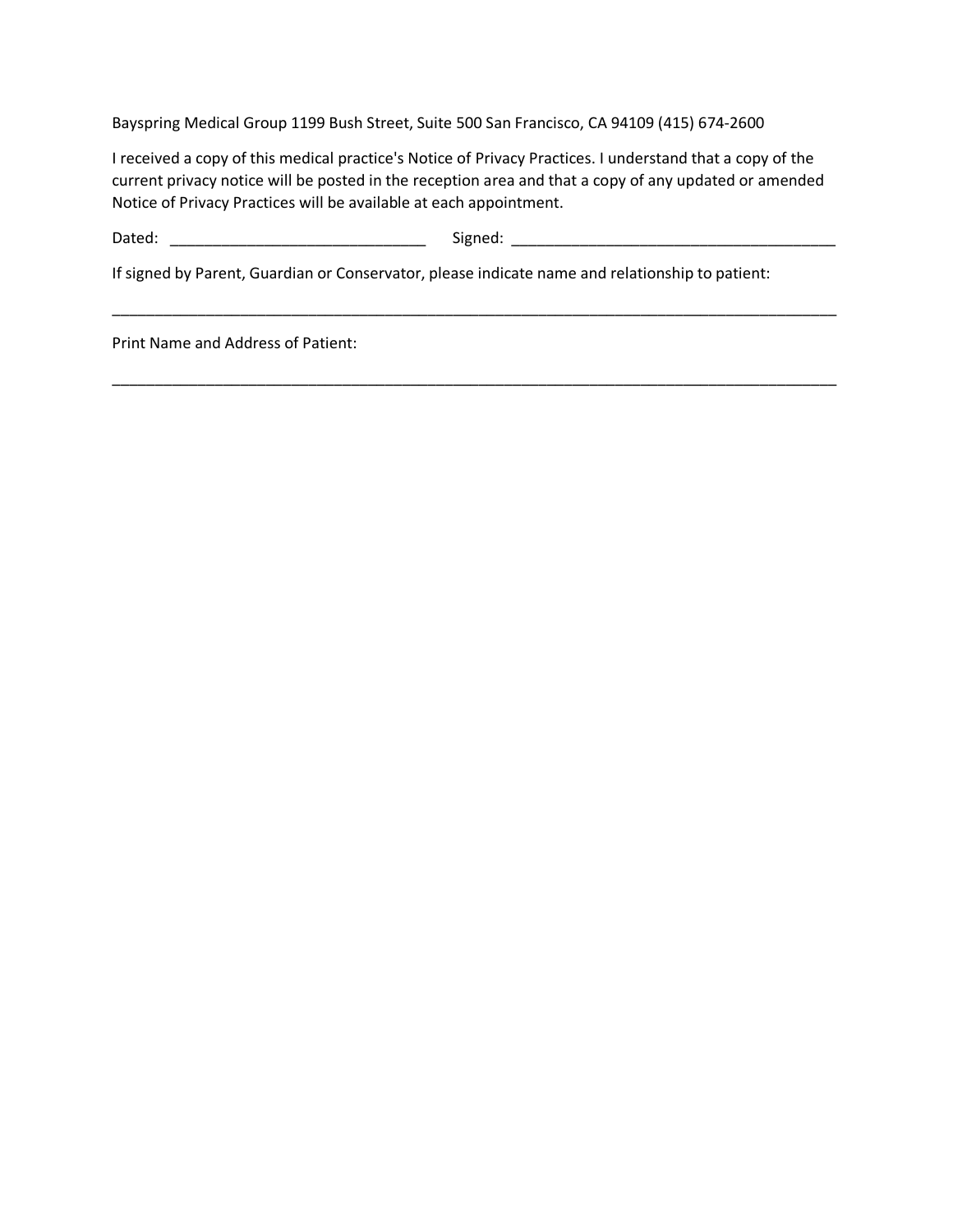Bayspring Medical Group 1199 Bush Street, Suite 500 San Francisco, CA 94109 (415) 674-2600

I received a copy of this medical practice's Notice of Privacy Practices. I understand that a copy of the current privacy notice will be posted in the reception area and that a copy of any updated or amended Notice of Privacy Practices will be available at each appointment.

Dated: ______________________________ Signed: ______________________________________

If signed by Parent, Guardian or Conservator, please indicate name and relationship to patient:

__________________________________________________________________________________________

Print Name and Address of Patient:

__________________________________________________________________________________________